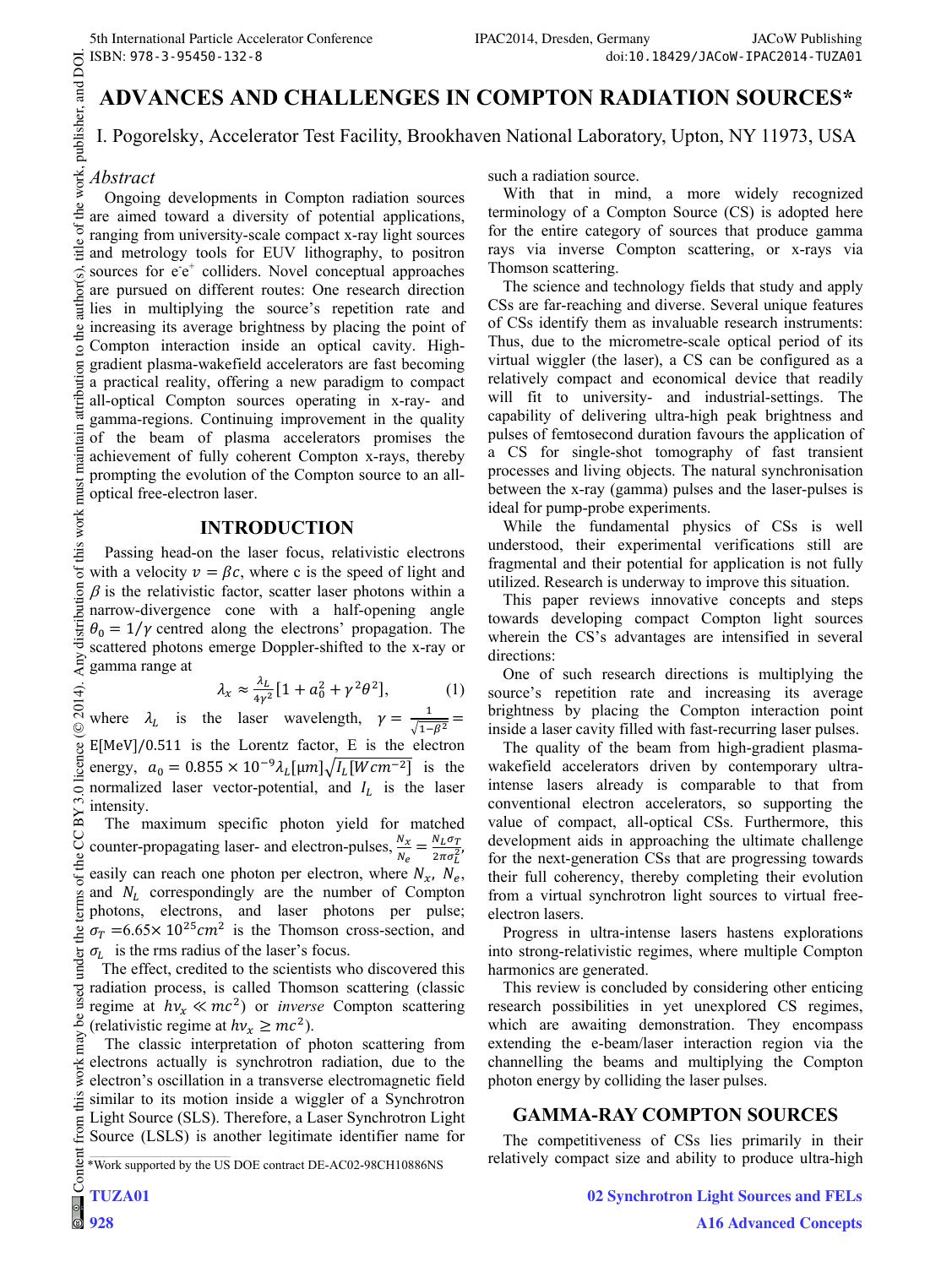# ADVANCES AND CHALLENGES IN COMPTON RADIATION SOURCES*

I. Pogorelsky, Accelerator Test Facility, Brookhaven National Laboratory, Upton, NY 11973, USA

## *Abstract*

Ongoing developments in Compton radiation sources are aimed toward a diversity of potential applications, ranging from university-scale compact x-ray light sources and metrology tools for EUV lithography, to positron sources for $e^-e^+$ colliders. Novel conceptual approaches are pursued on different routes: One research direction lies in multiplying the source's repetition rate and increasing its average brightness by placing the point of Compton interaction inside an optical cavity. High-gradient plasma-wakefield accelerators are fast becoming a practical reality, offering a new paradigm to compact all-optical Compton sources operating in x-ray- and gamma-regions. Continuing improvement in the quality of the beam of plasma accelerators promises the achievement of fully coherent Compton x-rays, thereby prompting the evolution of the Compton source to an all-optical free-electron laser.

## INTRODUCTION

Passing head-on the laser focus, relativistic electrons with a velocity $v = \beta c$, where c is the speed of light and $\beta$ is the relativistic factor, scatter laser photons within a narrow-divergence cone with a half-opening angle $\theta_0 = 1/\gamma$ centred along the electrons' propagation. The scattered photons emerge Doppler-shifted to the x-ray or gamma range at

$$\lambda_x \approx \frac{\lambda_L}{4\gamma^2}\left[1 + a_0^2 + \gamma^2\theta^2\right], \tag{1}$$

where $\lambda_L$ is the laser wavelength, $\gamma = \frac{1}{\sqrt{1-\beta^2}} = E[\text{MeV}]/0.511$ is the Lorentz factor, E is the electron energy, $a_0 = 0.855 \times 10^{-9}\lambda_L[\mu\text{m}]\sqrt{I_L[W cm^{-2}]}$ is the normalized laser vector-potential, and $I_L$ is the laser intensity.

The maximum specific photon yield for matched counter-propagating laser- and electron-pulses, $\frac{N_x}{N_e} = \frac{N_L \sigma_T}{2\pi\sigma_L^2}$, easily can reach one photon per electron, where $N_x$, $N_e$, and $N_L$ correspondingly are the number of Compton photons, electrons, and laser photons per pulse; $\sigma_T = 6.65\times 10^{25} cm^2$ is the Thomson cross-section, and $\sigma_L$ is the rms radius of the laser's focus.

The effect, credited to the scientists who discovered this radiation process, is called Thomson scattering (classic regime at $h\nu_x \ll mc^2$) or *inverse* Compton scattering (relativistic regime at $h\nu_x \geq mc^2$).

The classic interpretation of photon scattering from electrons actually is synchrotron radiation, due to the electron's oscillation in a transverse electromagnetic field similar to its motion inside a wiggler of a Synchrotron Light Source (SLS). Therefore, a Laser Synchrotron Light Source (LSLS) is another legitimate identifier name for such a radiation source.

With that in mind, a more widely recognized terminology of a Compton Source (CS) is adopted here for the entire category of sources that produce gamma rays via inverse Compton scattering, or x-rays via Thomson scattering.

The science and technology fields that study and apply CSs are far-reaching and diverse. Several unique features of CSs identify them as invaluable research instruments: Thus, due to the micrometre-scale optical period of its virtual wiggler (the laser), a CS can be configured as a relatively compact and economical device that readily will fit to university- and industrial-settings. The capability of delivering ultra-high peak brightness and pulses of femtosecond duration favours the application of a CS for single-shot tomography of fast transient processes and living objects. The natural synchronisation between the x-ray (gamma) pulses and the laser-pulses is ideal for pump-probe experiments.

While the fundamental physics of CSs is well understood, their experimental verifications still are fragmental and their potential for application is not fully utilized. Research is underway to improve this situation.

This paper reviews innovative concepts and steps towards developing compact Compton light sources wherein the CS's advantages are intensified in several directions:

One of such research directions is multiplying the source's repetition rate and increasing its average brightness by placing the Compton interaction point inside a laser cavity filled with fast-recurring laser pulses.

The quality of the beam from high-gradient plasma-wakefield accelerators driven by contemporary ultra-intense lasers already is comparable to that from conventional electron accelerators, so supporting the value of compact, all-optical CSs. Furthermore, this development aids in approaching the ultimate challenge for the next-generation CSs that are progressing towards their full coherency, thereby completing their evolution from a virtual synchrotron light sources to virtual free-electron lasers.

Progress in ultra-intense lasers hastens explorations into strong-relativistic regimes, where multiple Compton harmonics are generated.

This review is concluded by considering other enticing research possibilities in yet unexplored CS regimes, which are awaiting demonstration. They encompass extending the e-beam/laser interaction region via the channelling the beams and multiplying the Compton photon energy by colliding the laser pulses.

## GAMMA-RAY COMPTON SOURCES

The competitiveness of CSs lies primarily in their relatively compact size and ability to produce ultra-high

*Work supported by the US DOE contract DE-AC02-98CH10886NS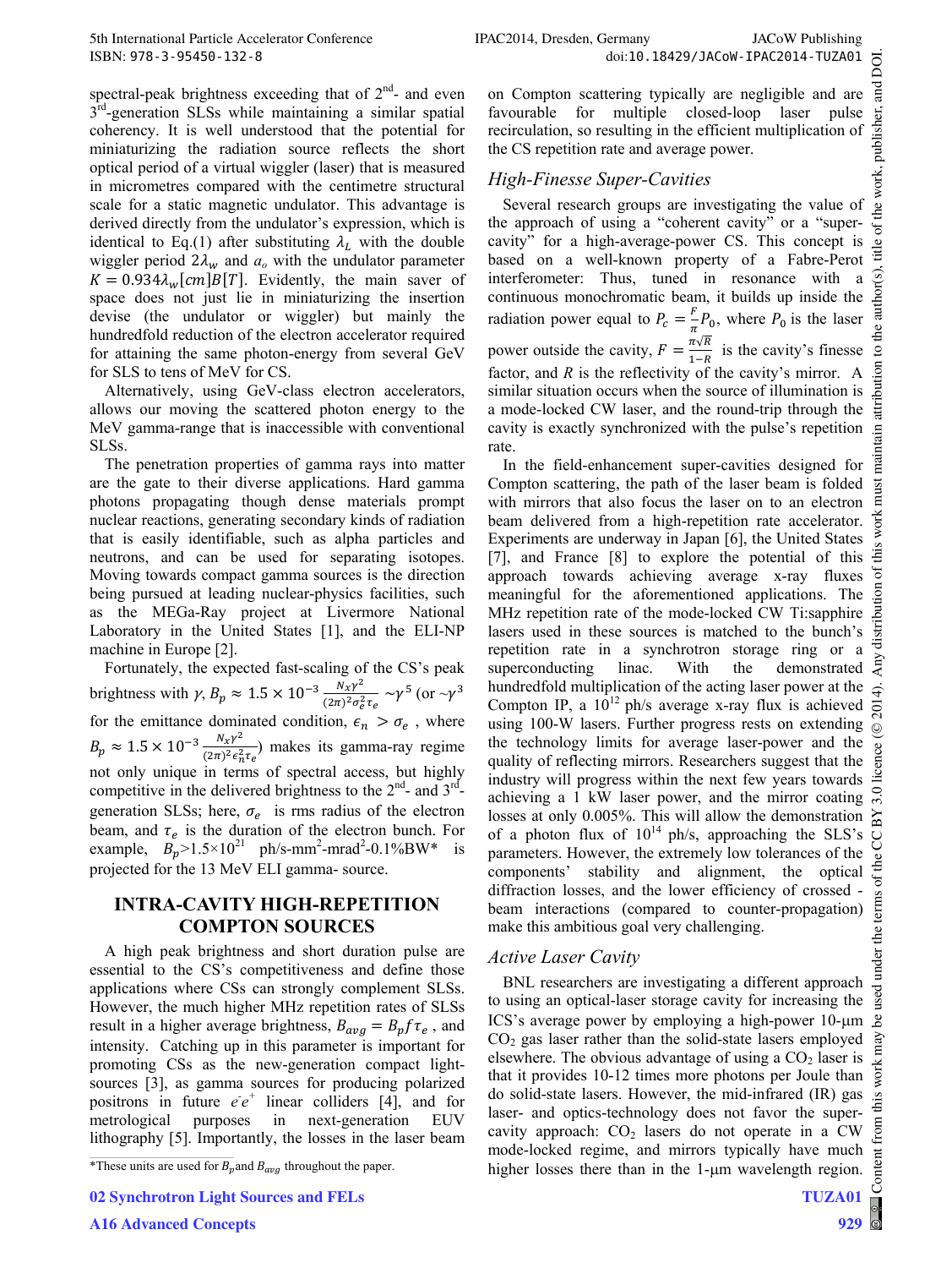spectral-peak brightness exceeding that of 2nd- and even 3rd-generation SLSs while maintaining a similar spatial coherency. It is well understood that the potential for miniaturizing the radiation source reflects the short optical period of a virtual wiggler (laser) that is measured in micrometres compared with the centimetre structural scale for a static magnetic undulator. This advantage is derived directly from the undulator's expression, which is identical to Eq.(1) after substituting $\lambda_L$ with the double wiggler period $2\lambda_w$ and $a_o$ with the undulator parameter $K = 0.934\lambda_w[cm]B[T]$. Evidently, the main saver of space does not just lie in miniaturizing the insertion devise (the undulator or wiggler) but mainly the hundredfold reduction of the electron accelerator required for attaining the same photon-energy from several GeV for SLS to tens of MeV for CS.

Alternatively, using GeV-class electron accelerators, allows our moving the scattered photon energy to the MeV gamma-range that is inaccessible with conventional SLSs.

The penetration properties of gamma rays into matter are the gate to their diverse applications. Hard gamma photons propagating though dense materials prompt nuclear reactions, generating secondary kinds of radiation that is easily identifiable, such as alpha particles and neutrons, and can be used for separating isotopes. Moving towards compact gamma sources is the direction being pursued at leading nuclear-physics facilities, such as the MEGa-Ray project at Livermore National Laboratory in the United States [1], and the ELI-NP machine in Europe [2].

Fortunately, the expected fast-scaling of the CS's peak brightness with $\gamma$, $B_p \approx 1.5 \times 10^{-3} \frac{N_X \gamma^2}{(2\pi)^2 \sigma_e^2 \tau_e} \sim \gamma^5$ (or $\sim\gamma^3$ for the emittance dominated condition, $\epsilon_n > \sigma_e$, where $B_p \approx 1.5 \times 10^{-3} \frac{N_X \gamma^2}{(2\pi)^2 \epsilon_n^2 \tau_e}$) makes its gamma-ray regime not only unique in terms of spectral access, but highly competitive in the delivered brightness to the 2nd- and 3rd-generation SLSs; here, $\sigma_e$ is rms radius of the electron beam, and $\tau_e$ is the duration of the electron bunch. For example, $B_p > 1.5\times10^{21}$ ph/s-mm$^2$-mrad$^2$-0.1%BW* is projected for the 13 MeV ELI gamma- source.

## INTRA-CAVITY HIGH-REPETITION COMPTON SOURCES

A high peak brightness and short duration pulse are essential to the CS's competitiveness and define those applications where CSs can strongly complement SLSs. However, the much higher MHz repetition rates of SLSs result in a higher average brightness, $B_{avg} = B_p f \tau_e$, and intensity. Catching up in this parameter is important for promoting CSs as the new-generation compact light-sources [3], as gamma sources for producing polarized positrons in future $e^-e^+$ linear colliders [4], and for metrological purposes in next-generation EUV lithography [5]. Importantly, the losses in the laser beam on Compton scattering typically are negligible and are favourable for multiple closed-loop laser pulse recirculation, so resulting in the efficient multiplication of the CS repetition rate and average power.

*These units are used for $B_p$ and $B_{avg}$ throughout the paper.

### High-Finesse Super-Cavities

Several research groups are investigating the value of the approach of using a "coherent cavity" or a "super-cavity" for a high-average-power CS. This concept is based on a well-known property of a Fabre-Perot interferometer: Thus, tuned in resonance with a continuous monochromatic beam, it builds up inside the radiation power equal to $P_c = \frac{F}{\pi} P_0$, where $P_0$ is the laser power outside the cavity, $F = \frac{\pi\sqrt{R}}{1-R}$ is the cavity's finesse factor, and $R$ is the reflectivity of the cavity's mirror. A similar situation occurs when the source of illumination is a mode-locked CW laser, and the round-trip through the cavity is exactly synchronized with the pulse's repetition rate.

In the field-enhancement super-cavities designed for Compton scattering, the path of the laser beam is folded with mirrors that also focus the laser on to an electron beam delivered from a high-repetition rate accelerator. Experiments are underway in Japan [6], the United States [7], and France [8] to explore the potential of this approach towards achieving average x-ray fluxes meaningful for the aforementioned applications. The MHz repetition rate of the mode-locked CW Ti:sapphire lasers used in these sources is matched to the bunch's repetition rate in a synchrotron storage ring or a superconducting linac. With the demonstrated hundredfold multiplication of the acting laser power at the Compton IP, a $10^{12}$ ph/s average x-ray flux is achieved using 100-W lasers. Further progress rests on extending the technology limits for average laser-power and the quality of reflecting mirrors. Researchers suggest that the industry will progress within the next few years towards achieving a 1 kW laser power, and the mirror coating losses at only 0.005%. This will allow the demonstration of a photon flux of $10^{14}$ ph/s, approaching the SLS's parameters. However, the extremely low tolerances of the components' stability and alignment, the optical diffraction losses, and the lower efficiency of crossed - beam interactions (compared to counter-propagation) make this ambitious goal very challenging.

### Active Laser Cavity

BNL researchers are investigating a different approach to using an optical-laser storage cavity for increasing the ICS's average power by employing a high-power 10-µm $CO_2$ gas laser rather than the solid-state lasers employed elsewhere. The obvious advantage of using a $CO_2$ laser is that it provides 10-12 times more photons per Joule than do solid-state lasers. However, the mid-infrared (IR) gas laser- and optics-technology does not favor the super-cavity approach: $CO_2$ lasers do not operate in a CW mode-locked regime, and mirrors typically have much higher losses there than in the 1-µm wavelength region.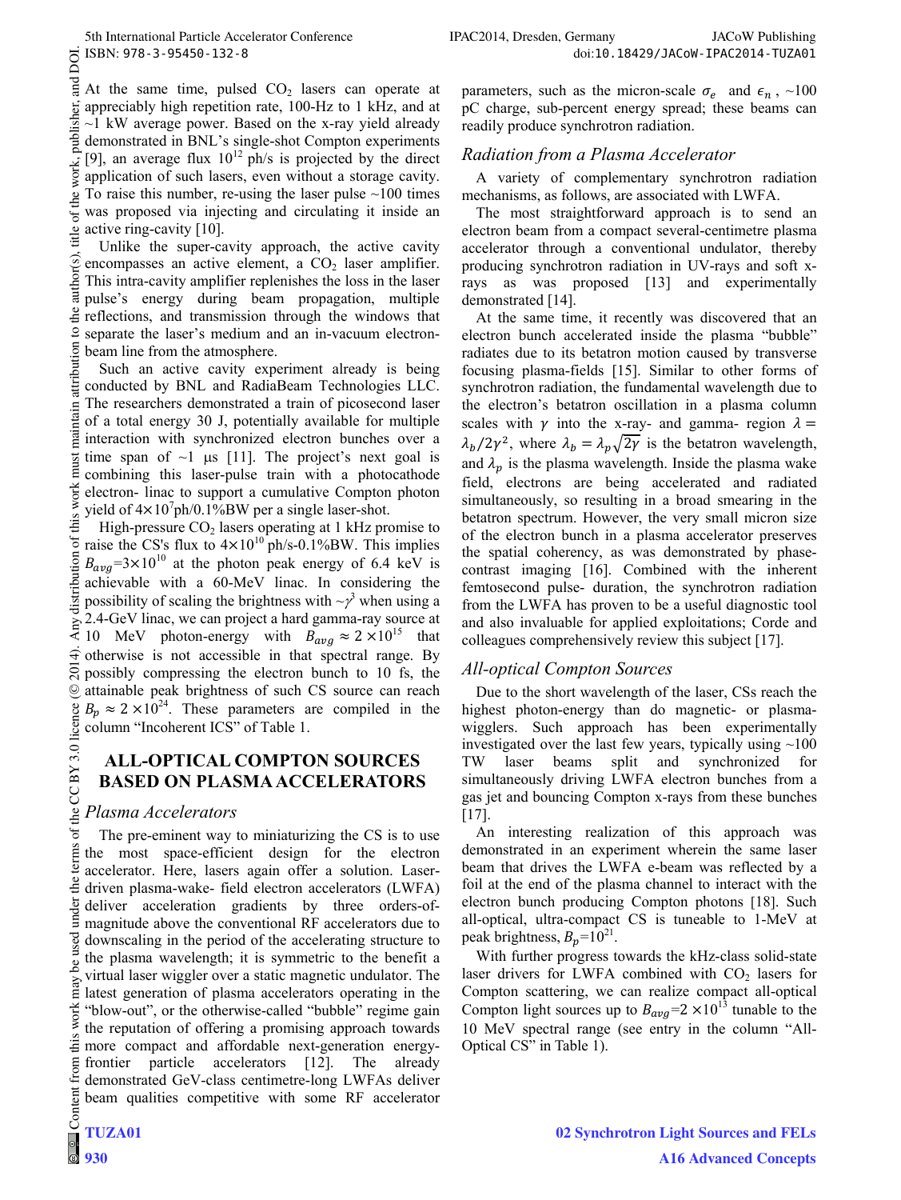At the same time, pulsed $CO_2$ lasers can operate at appreciably high repetition rate, 100-Hz to 1 kHz, and at ~1 kW average power. Based on the x-ray yield already demonstrated in BNL's single-shot Compton experiments [9], an average flux $10^{12}$ ph/s is projected by the direct application of such lasers, even without a storage cavity. To raise this number, re-using the laser pulse ~100 times was proposed via injecting and circulating it inside an active ring-cavity [10].

Unlike the super-cavity approach, the active cavity encompasses an active element, a $CO_2$ laser amplifier. This intra-cavity amplifier replenishes the loss in the laser pulse's energy during beam propagation, multiple reflections, and transmission through the windows that separate the laser's medium and an in-vacuum electron-beam line from the atmosphere.

Such an active cavity experiment already is being conducted by BNL and RadiaBeam Technologies LLC. The researchers demonstrated a train of picosecond laser of a total energy 30 J, potentially available for multiple interaction with synchronized electron bunches over a time span of ~1 µs [11]. The project's next goal is combining this laser-pulse train with a photocathode electron- linac to support a cumulative Compton photon yield of $4\times10^7$ph/0.1%BW per a single laser-shot.

High-pressure $CO_2$ lasers operating at 1 kHz promise to raise the CS's flux to $4\times10^{10}$ ph/s-0.1%BW. This implies $B_{avg}$=$3\times10^{10}$ at the photon peak energy of 6.4 keV is achievable with a 60-MeV linac. In considering the possibility of scaling the brightness with ~$\gamma^3$ when using a 2.4-GeV linac, we can project a hard gamma-ray source at 10 MeV photon-energy with $B_{avg} \approx 2\times10^{15}$ that otherwise is not accessible in that spectral range. By possibly compressing the electron bunch to 10 fs, the attainable peak brightness of such CS source can reach $B_p \approx 2\times10^{24}$. These parameters are compiled in the column "Incoherent ICS" of Table 1.

## ALL-OPTICAL COMPTON SOURCES BASED ON PLASMA ACCELERATORS

### *Plasma Accelerators*

The pre-eminent way to miniaturizing the CS is to use the most space-efficient design for the electron accelerator. Here, lasers again offer a solution. Laser-driven plasma-wake- field electron accelerators (LWFA) deliver acceleration gradients by three orders-of-magnitude above the conventional RF accelerators due to downscaling in the period of the accelerating structure to the plasma wavelength; it is symmetric to the benefit a virtual laser wiggler over a static magnetic undulator. The latest generation of plasma accelerators operating in the "blow-out", or the otherwise-called "bubble" regime gain the reputation of offering a promising approach towards more compact and affordable next-generation energy-frontier particle accelerators [12]. The already demonstrated GeV-class centimetre-long LWFAs deliver beam qualities competitive with some RF accelerator parameters, such as the micron-scale $\sigma_e$ and $\epsilon_n$, ~100 pC charge, sub-percent energy spread; these beams can readily produce synchrotron radiation.

### *Radiation from a Plasma Accelerator*

A variety of complementary synchrotron radiation mechanisms, as follows, are associated with LWFA.

The most straightforward approach is to send an electron beam from a compact several-centimetre plasma accelerator through a conventional undulator, thereby producing synchrotron radiation in UV-rays and soft x-rays as was proposed [13] and experimentally demonstrated [14].

At the same time, it recently was discovered that an electron bunch accelerated inside the plasma "bubble" radiates due to its betatron motion caused by transverse focusing plasma-fields [15]. Similar to other forms of synchrotron radiation, the fundamental wavelength due to the electron's betatron oscillation in a plasma column scales with $\gamma$ into the x-ray- and gamma- region $\lambda = \lambda_b/2\gamma^2$, where $\lambda_b = \lambda_p\sqrt{2\gamma}$ is the betatron wavelength, and $\lambda_p$ is the plasma wavelength. Inside the plasma wake field, electrons are being accelerated and radiated simultaneously, so resulting in a broad smearing in the betatron spectrum. However, the very small micron size of the electron bunch in a plasma accelerator preserves the spatial coherency, as was demonstrated by phase-contrast imaging [16]. Combined with the inherent femtosecond pulse- duration, the synchrotron radiation from the LWFA has proven to be a useful diagnostic tool and also invaluable for applied exploitations; Corde and colleagues comprehensively review this subject [17].

### *All-optical Compton Sources*

Due to the short wavelength of the laser, CSs reach the highest photon-energy than do magnetic- or plasma-wigglers. Such approach has been experimentally investigated over the last few years, typically using ~100 TW laser beams split and synchronized for simultaneously driving LWFA electron bunches from a gas jet and bouncing Compton x-rays from these bunches [17].

An interesting realization of this approach was demonstrated in an experiment wherein the same laser beam that drives the LWFA e-beam was reflected by a foil at the end of the plasma channel to interact with the electron bunch producing Compton photons [18]. Such all-optical, ultra-compact CS is tuneable to 1-MeV at peak brightness, $B_p$=$10^{21}$.

With further progress towards the kHz-class solid-state laser drivers for LWFA combined with $CO_2$ lasers for Compton scattering, we can realize compact all-optical Compton light sources up to $B_{avg}$=$2\times10^{13}$ tunable to the 10 MeV spectral range (see entry in the column "All-Optical CS" in Table 1).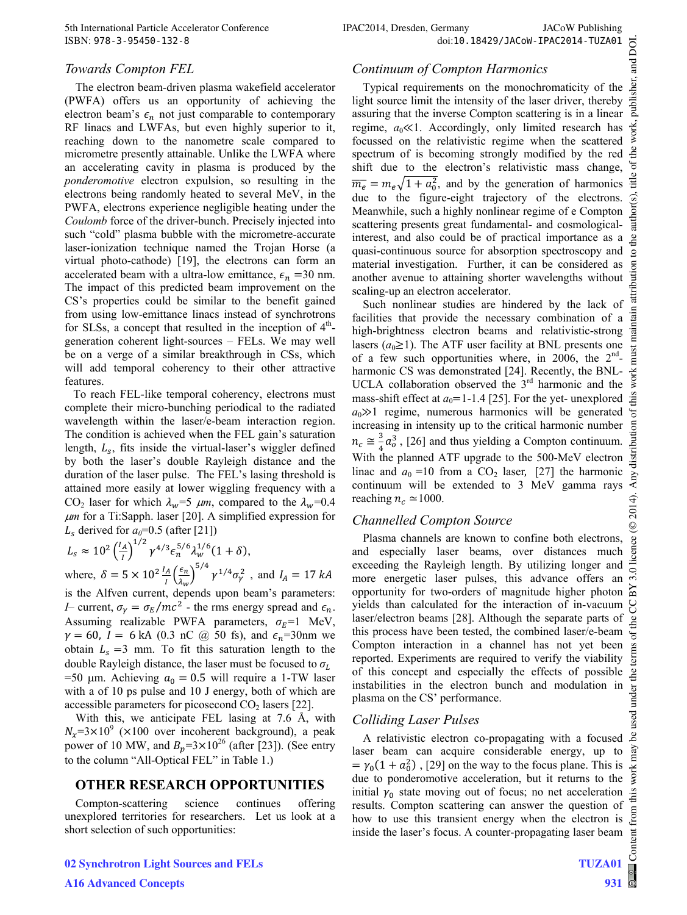### Towards Compton FEL

The electron beam-driven plasma wakefield accelerator (PWFA) offers us an opportunity of achieving the electron beam's $\epsilon_n$ not just comparable to contemporary RF linacs and LWFAs, but even highly superior to it, reaching down to the nanometre scale compared to micrometre presently attainable. Unlike the LWFA where an accelerating cavity in plasma is produced by the *ponderomotive* electron expulsion, so resulting in the electrons being randomly heated to several MeV, in the PWFA, electrons experience negligible heating under the *Coulomb* force of the driver-bunch. Precisely injected into such "cold" plasma bubble with the micrometre-accurate laser-ionization technique named the Trojan Horse (a virtual photo-cathode) [19], the electrons can form an accelerated beam with a ultra-low emittance, $\epsilon_n$ =30 nm. The impact of this predicted beam improvement on the CS's properties could be similar to the benefit gained from using low-emittance linacs instead of synchrotrons for SLSs, a concept that resulted in the inception of 4th-generation coherent light-sources – FELs. We may well be on a verge of a similar breakthrough in CSs, which will add temporal coherency to their other attractive features.

To reach FEL-like temporal coherency, electrons must complete their micro-bunching periodical to the radiated wavelength within the laser/e-beam interaction region. The condition is achieved when the FEL gain's saturation length, $L_s$, fits inside the virtual-laser's wiggler defined by both the laser's double Rayleigh distance and the duration of the laser pulse. The FEL's lasing threshold is attained more easily at lower wiggling frequency with a $CO_2$ laser for which $\lambda_w$=5 $\mu m$, compared to the $\lambda_w$=0.4 $\mu m$ for a Ti:Sapph. laser [20]. A simplified expression for $L_s$ derived for $a_0$=0.5 (after [21])

$$L_s \approx 10^2 \left(\frac{I_A}{I}\right)^{1/2} \gamma^{4/3} \epsilon_n^{5/6} \lambda_w^{1/6} (1+\delta),$$

where, $\delta = 5 \times 10^2 \frac{I_A}{I} \left(\frac{\epsilon_n}{\lambda_w}\right)^{5/4} \gamma^{1/4} \sigma_\gamma^2$ , and $I_A = 17\ kA$ is the Alfven current, depends upon beam's parameters: $I$– current, $\sigma_\gamma = \sigma_E/mc^2$ - the rms energy spread and $\epsilon_n$. Assuming realizable PWFA parameters, $\sigma_E$=1 MeV, $\gamma = 60$, $I =$ 6 kA (0.3 nC @ 50 fs), and $\epsilon_n$=30nm we obtain $L_s$ =3 mm. To fit this saturation length to the double Rayleigh distance, the laser must be focused to $\sigma_L$ =50 μm. Achieving $a_0 = 0.5$ will require a 1-TW laser with a of 10 ps pulse and 10 J energy, both of which are accessible parameters for picosecond $CO_2$ lasers [22].

With this, we anticipate FEL lasing at 7.6 Å, with $N_x$=3×10$^9$ (×100 over incoherent background), a peak power of 10 MW, and $B_p$=3×10$^{26}$ (after [23]). (See entry to the column "All-Optical FEL" in Table 1.)

## OTHER RESEARCH OPPORTUNITIES

Compton-scattering science continues offering unexplored territories for researchers. Let us look at a short selection of such opportunities:

### Continuum of Compton Harmonics

Typical requirements on the monochromaticity of the light source limit the intensity of the laser driver, thereby assuring that the inverse Compton scattering is in a linear regime, $a_0 \ll 1$. Accordingly, only limited research has focussed on the relativistic regime when the scattered spectrum of is becoming strongly modified by the red shift due to the electron's relativistic mass change, $\overline{m_e} = m_e\sqrt{1+a_0^2}$, and by the generation of harmonics due to the figure-eight trajectory of the electrons. Meanwhile, such a highly nonlinear regime of e Compton scattering presents great fundamental- and cosmological-interest, and also could be of practical importance as a quasi-continuous source for absorption spectroscopy and material investigation. Further, it can be considered as another avenue to attaining shorter wavelengths without scaling-up an electron accelerator.

Such nonlinear studies are hindered by the lack of facilities that provide the necessary combination of a high-brightness electron beams and relativistic-strong lasers ($a_0 \geq 1$). The ATF user facility at BNL presents one of a few such opportunities where, in 2006, the 2nd-harmonic CS was demonstrated [24]. Recently, the BNL-UCLA collaboration observed the 3rd harmonic and the mass-shift effect at $a_0$=1-1.4 [25]. For the yet- unexplored $a_0 \gg 1$ regime, numerous harmonics will be generated increasing in intensity up to the critical harmonic number $n_c \cong \frac{3}{4} a_o^3$ , [26] and thus yielding a Compton continuum. With the planned ATF upgrade to the 500-MeV electron linac and $a_0$ =10 from a $CO_2$ laser, [27] the harmonic continuum will be extended to 3 MeV gamma rays reaching $n_c \simeq$1000.

### Channelled Compton Source

Plasma channels are known to confine both electrons, and especially laser beams, over distances much exceeding the Rayleigh length. By utilizing longer and more energetic laser pulses, this advance offers an opportunity for two-orders of magnitude higher photon yields than calculated for the interaction of in-vacuum laser/electron beams [28]. Although the separate parts of this process have been tested, the combined laser/e-beam Compton interaction in a channel has not yet been reported. Experiments are required to verify the viability of this concept and especially the effects of possible instabilities in the electron bunch and modulation in plasma on the CS' performance.

### Colliding Laser Pulses

A relativistic electron co-propagating with a focused laser beam can acquire considerable energy, up to $= \gamma_0(1+a_0^2)$ , [29] on the way to the focus plane. This is due to ponderomotive acceleration, but it returns to the initial $\gamma_0$ state moving out of focus; no net acceleration results. Compton scattering can answer the question of how to use this transient energy when the electron is inside the laser's focus. A counter-propagating laser beam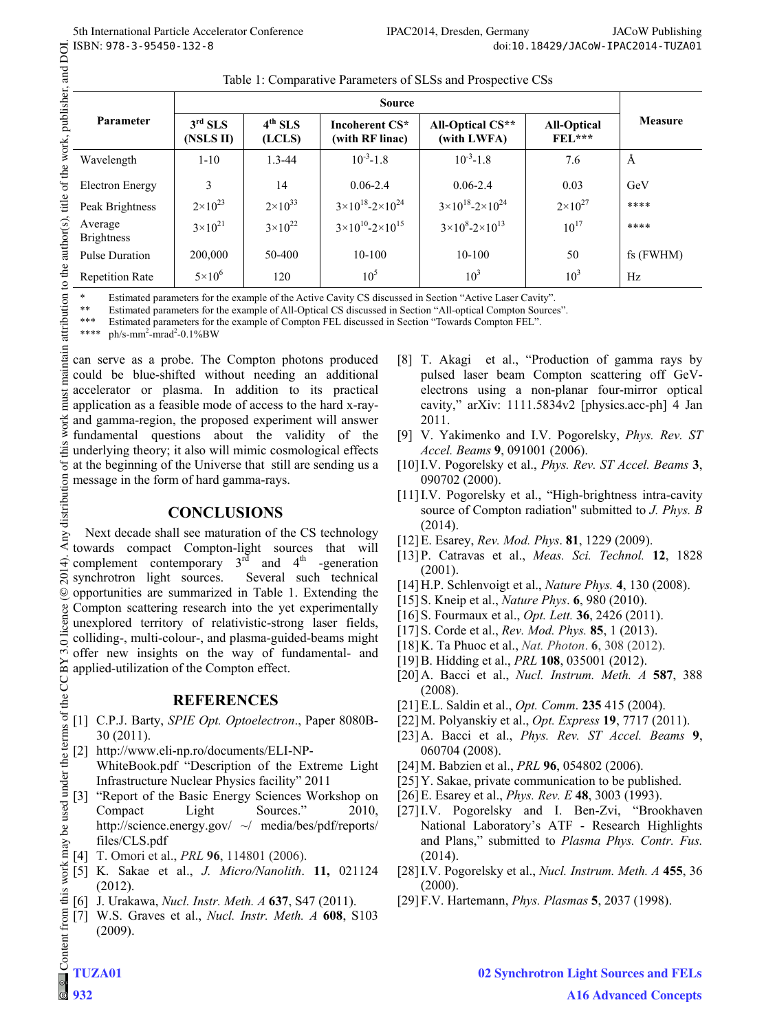Table 1: Comparative Parameters of SLSs and Prospective CSs

| Parameter | Source | | | | | Measure |
|---|---|---|---|---|---|---|
| | 3rd SLS (NSLS II) | 4th SLS (LCLS) | Incoherent CS* (with RF linac) | All-Optical CS** (with LWFA) | All-Optical FEL*** | |
| Wavelength | 1-10 | 1.3-44 | $10^{-3}$-1.8 | $10^{-3}$-1.8 | 7.6 | Å |
| Electron Energy | 3 | 14 | 0.06-2.4 | 0.06-2.4 | 0.03 | GeV |
| Peak Brightness | $2\times10^{23}$ | $2\times10^{33}$ | $3\times10^{18}$-$2\times10^{24}$ | $3\times10^{18}$-$2\times10^{24}$ | $2\times10^{27}$ | **** |
| Average Brightness | $3\times10^{21}$ | $3\times10^{22}$ | $3\times10^{10}$-$2\times10^{15}$ | $3\times10^{8}$-$2\times10^{13}$ | $10^{17}$ | **** |
| Pulse Duration | 200,000 | 50-400 | 10-100 | 10-100 | 50 | fs (FWHM) |
| Repetition Rate | $5\times10^{6}$ | 120 | $10^{5}$ | $10^{3}$ | $10^{3}$ | Hz |

\* Estimated parameters for the example of the Active Cavity CS discussed in Section "Active Laser Cavity".
\** Estimated parameters for the example of All-Optical CS discussed in Section "All-optical Compton Sources".
\*** Estimated parameters for the example of Compton FEL discussed in Section "Towards Compton FEL".
\**** ph/s-mm$^2$-mrad$^2$-0.1%BW

can serve as a probe. The Compton photons produced could be blue-shifted without needing an additional accelerator or plasma. In addition to its practical application as a feasible mode of access to the hard x-ray- and gamma-region, the proposed experiment will answer fundamental questions about the validity of the underlying theory; it also will mimic cosmological effects at the beginning of the Universe that still are sending us a message in the form of hard gamma-rays.

## CONCLUSIONS

Next decade shall see maturation of the CS technology towards compact Compton-light sources that will complement contemporary 3rd and 4th -generation synchrotron light sources. Several such technical opportunities are summarized in Table 1. Extending the Compton scattering research into the yet experimentally unexplored territory of relativistic-strong laser fields, colliding-, multi-colour-, and plasma-guided-beams might offer new insights on the way of fundamental- and applied-utilization of the Compton effect.

## REFERENCES

[1] C.P.J. Barty, *SPIE Opt. Optoelectron*., Paper 8080B-30 (2011).

[2] http://www.eli-np.ro/documents/ELI-NP-WhiteBook.pdf "Description of the Extreme Light Infrastructure Nuclear Physics facility" 2011

[3] "Report of the Basic Energy Sciences Workshop on Compact Light Sources." 2010, http://science.energy.gov/ ~/ media/bes/pdf/reports/files/CLS.pdf

[4] T. Omori et al., *PRL* **96**, 114801 (2006).

[5] K. Sakae et al., *J. Micro/Nanolith*. **11,** 021124 (2012).

[6] J. Urakawa, *Nucl. Instr. Meth. A* **637**, S47 (2011).

[7] W.S. Graves et al., *Nucl. Instr. Meth. A* **608**, S103 (2009).

[8] T. Akagi et al., "Production of gamma rays by pulsed laser beam Compton scattering off GeV-electrons using a non-planar four-mirror optical cavity," arXiv: 1111.5834v2 [physics.acc-ph] 4 Jan 2011.

[9] V. Yakimenko and I.V. Pogorelsky, *Phys. Rev. ST Accel. Beams* **9**, 091001 (2006).

[10] I.V. Pogorelsky et al., *Phys. Rev. ST Accel. Beams* **3**, 090702 (2000).

[11] I.V. Pogorelsky et al., "High-brightness intra-cavity source of Compton radiation" submitted to *J. Phys. B* (2014).

[12] E. Esarey, *Rev. Mod. Phys*. **81**, 1229 (2009).

[13] P. Catravas et al., *Meas. Sci. Technol.* **12**, 1828 (2001).

[14] H.P. Schlenvoigt et al., *Nature Phys.* **4**, 130 (2008).

[15] S. Kneip et al., *Nature Phys*. **6**, 980 (2010).

[16] S. Fourmaux et al., *Opt. Lett.* **36**, 2426 (2011).

[17] S. Corde et al., *Rev. Mod. Phys.* **85**, 1 (2013).

[18] K. Ta Phuoc et al., *Nat. Photon*. **6**, 308 (2012).

[19] B. Hidding et al., *PRL* **108**, 035001 (2012).

[20] A. Bacci et al., *Nucl. Instrum. Meth. A* **587**, 388 (2008).

[21] E.L. Saldin et al., *Opt. Comm*. **235** 415 (2004).

[22] M. Polyanskiy et al., *Opt. Express* **19**, 7717 (2011).

[23] A. Bacci et al., *Phys. Rev. ST Accel. Beams* **9**, 060704 (2008).

[24] M. Babzien et al., *PRL* **96**, 054802 (2006).

[25] Y. Sakae, private communication to be published.

[26] E. Esarey et al., *Phys. Rev. E* **48**, 3003 (1993).

[27] I.V. Pogorelsky and I. Ben-Zvi, "Brookhaven National Laboratory's ATF - Research Highlights and Plans," submitted to *Plasma Phys. Contr. Fus.* (2014).

[28] I.V. Pogorelsky et al., *Nucl. Instrum. Meth. A* **455**, 36 (2000).

[29] F.V. Hartemann, *Phys. Plasmas* **5**, 2037 (1998).